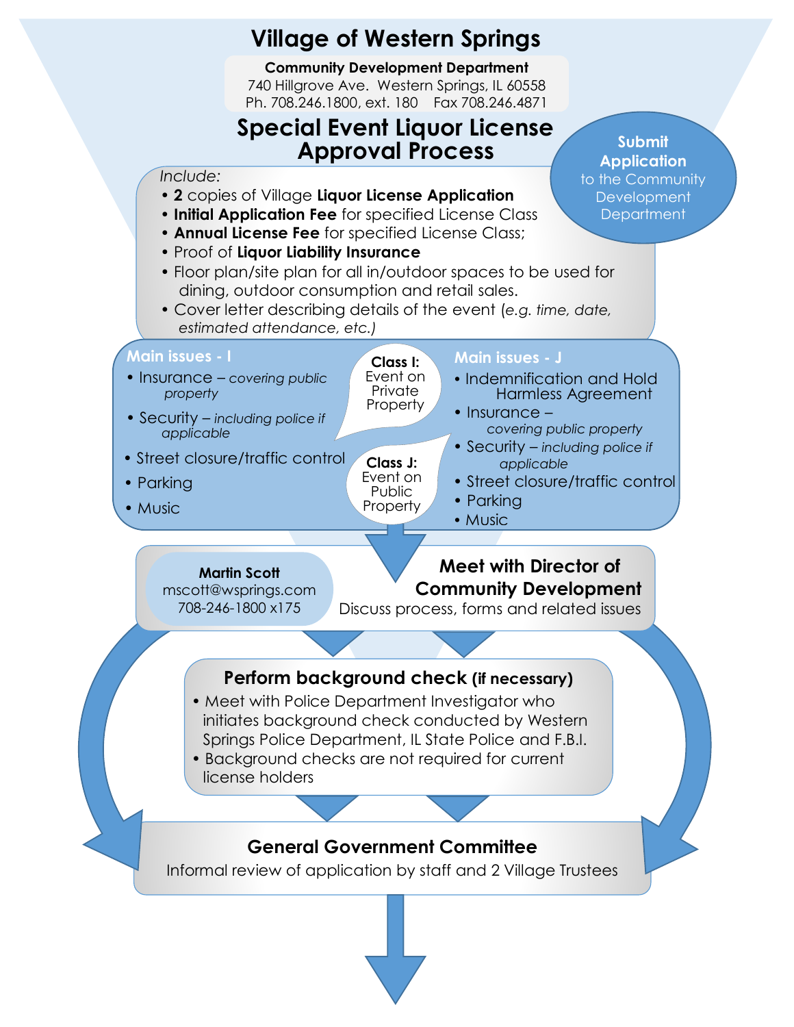# Village of Western Springs

**Community Development Department**
740 Hillgrove Ave. Western Springs, IL 60558
Ph. 708.246.1800, ext. 180 Fax 708.246.4871

## Special Event Liquor License Approval Process

**Submit Application** to the Community Development Department

*Include:*

- **2** copies of Village **Liquor License Application**
- **Initial Application Fee** for specified License Class
- **Annual License Fee** for specified License Class;
- Proof of **Liquor Liability Insurance**
- Floor plan/site plan for all in/outdoor spaces to be used for dining, outdoor consumption and retail sales.
- Cover letter describing details of the event (*e.g. time, date, estimated attendance, etc.)*

**Class I:** Event on Private Property

**Main issues - I**

- Insurance – *covering public property*
- Security – *including police if applicable*
- Street closure/traffic control
- Parking
- Music

**Class J:** Event on Public Property

**Main issues - J**

- Indemnification and Hold Harmless Agreement
- Insurance – *covering public property*
- Security – *including police if applicable*
- Street closure/traffic control
- Parking
- Music

### Meet with Director of Community Development

Discuss process, forms and related issues

**Martin Scott**
mscott@wsprings.com
708-246-1800 x175

### Perform background check (if necessary)

- Meet with Police Department Investigator who initiates background check conducted by Western Springs Police Department, IL State Police and F.B.I.
- Background checks are not required for current license holders

### General Government Committee

Informal review of application by staff and 2 Village Trustees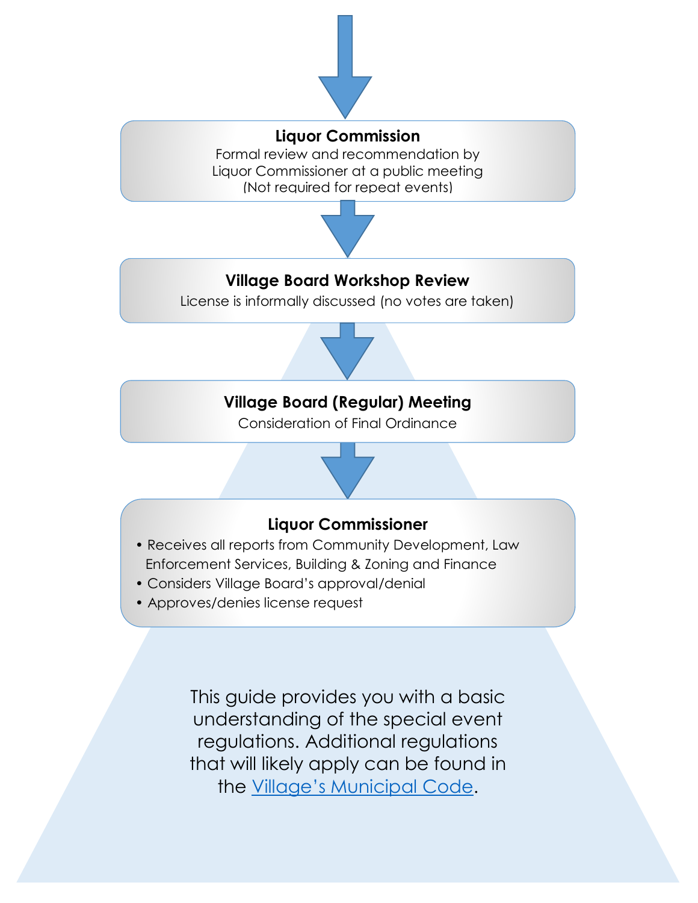**Liquor Commission**
Formal review and recommendation by Liquor Commissioner at a public meeting
(Not required for repeat events)

**Village Board Workshop Review**
License is informally discussed (no votes are taken)

**Village Board (Regular) Meeting**
Consideration of Final Ordinance

**Liquor Commissioner**

- Receives all reports from Community Development, Law Enforcement Services, Building & Zoning and Finance
- Considers Village Board's approval/denial
- Approves/denies license request

This guide provides you with a basic understanding of the special event regulations. Additional regulations that will likely apply can be found in the Village's Municipal Code.